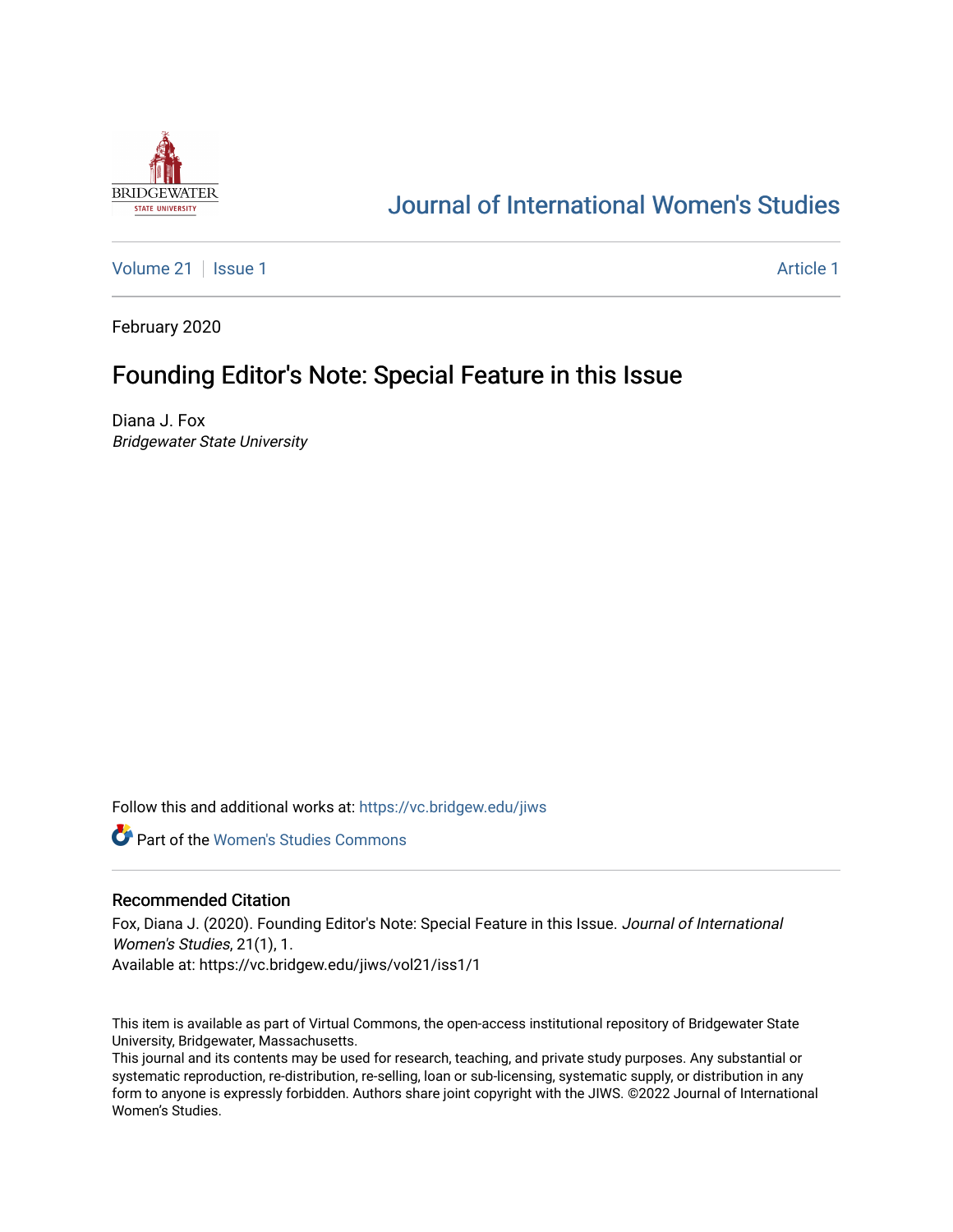Journal of International Women's Studies

Volume 21 | Issue 1 | Article 1

February 2020

# Founding Editor's Note: Special Feature in this Issue

Diana J. Fox
*Bridgewater State University*

Follow this and additional works at: https://vc.bridgew.edu/jiws

Part of the Women's Studies Commons

## Recommended Citation

Fox, Diana J. (2020). Founding Editor's Note: Special Feature in this Issue. *Journal of International Women's Studies*, 21(1), 1.
Available at: https://vc.bridgew.edu/jiws/vol21/iss1/1

This item is available as part of Virtual Commons, the open-access institutional repository of Bridgewater State University, Bridgewater, Massachusetts.
This journal and its contents may be used for research, teaching, and private study purposes. Any substantial or systematic reproduction, re-distribution, re-selling, loan or sub-licensing, systematic supply, or distribution in any form to anyone is expressly forbidden. Authors share joint copyright with the JIWS. ©2022 Journal of International Women's Studies.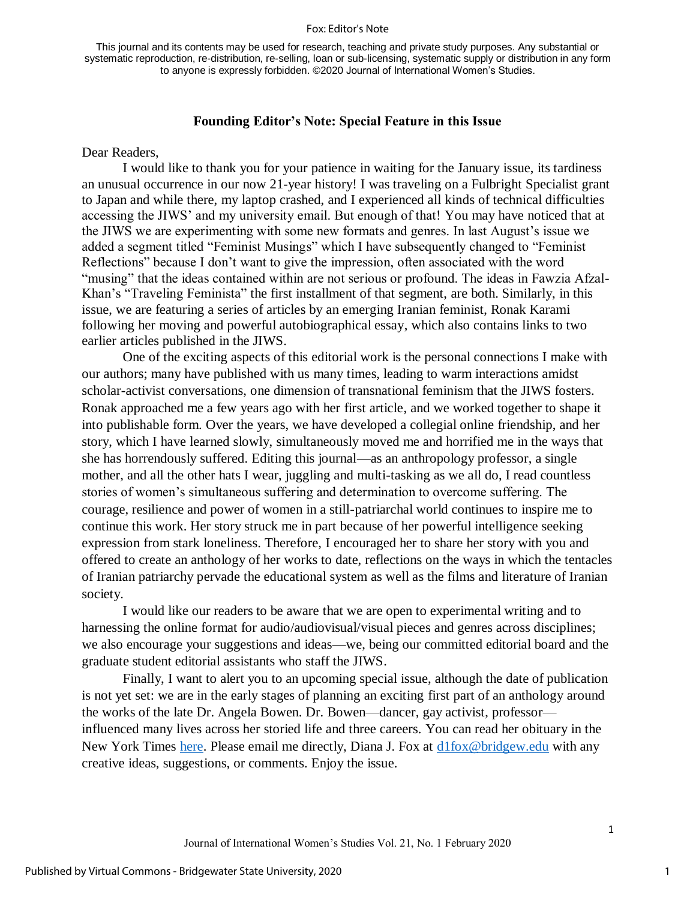## Founding Editor's Note: Special Feature in this Issue

Dear Readers,

I would like to thank you for your patience in waiting for the January issue, its tardiness an unusual occurrence in our now 21-year history! I was traveling on a Fulbright Specialist grant to Japan and while there, my laptop crashed, and I experienced all kinds of technical difficulties accessing the JIWS' and my university email. But enough of that! You may have noticed that at the JIWS we are experimenting with some new formats and genres. In last August's issue we added a segment titled "Feminist Musings" which I have subsequently changed to "Feminist Reflections" because I don't want to give the impression, often associated with the word "musing" that the ideas contained within are not serious or profound. The ideas in Fawzia Afzal-Khan's "Traveling Feminista" the first installment of that segment, are both. Similarly, in this issue, we are featuring a series of articles by an emerging Iranian feminist, Ronak Karami following her moving and powerful autobiographical essay, which also contains links to two earlier articles published in the JIWS.

One of the exciting aspects of this editorial work is the personal connections I make with our authors; many have published with us many times, leading to warm interactions amidst scholar-activist conversations, one dimension of transnational feminism that the JIWS fosters. Ronak approached me a few years ago with her first article, and we worked together to shape it into publishable form. Over the years, we have developed a collegial online friendship, and her story, which I have learned slowly, simultaneously moved me and horrified me in the ways that she has horrendously suffered. Editing this journal—as an anthropology professor, a single mother, and all the other hats I wear, juggling and multi-tasking as we all do, I read countless stories of women's simultaneous suffering and determination to overcome suffering. The courage, resilience and power of women in a still-patriarchal world continues to inspire me to continue this work. Her story struck me in part because of her powerful intelligence seeking expression from stark loneliness. Therefore, I encouraged her to share her story with you and offered to create an anthology of her works to date, reflections on the ways in which the tentacles of Iranian patriarchy pervade the educational system as well as the films and literature of Iranian society.

I would like our readers to be aware that we are open to experimental writing and to harnessing the online format for audio/audiovisual/visual pieces and genres across disciplines; we also encourage your suggestions and ideas—we, being our committed editorial board and the graduate student editorial assistants who staff the JIWS.

Finally, I want to alert you to an upcoming special issue, although the date of publication is not yet set: we are in the early stages of planning an exciting first part of an anthology around the works of the late Dr. Angela Bowen. Dr. Bowen—dancer, gay activist, professor—influenced many lives across her storied life and three careers. You can read her obituary in the New York Times here. Please email me directly, Diana J. Fox at d1fox@bridgew.edu with any creative ideas, suggestions, or comments. Enjoy the issue.